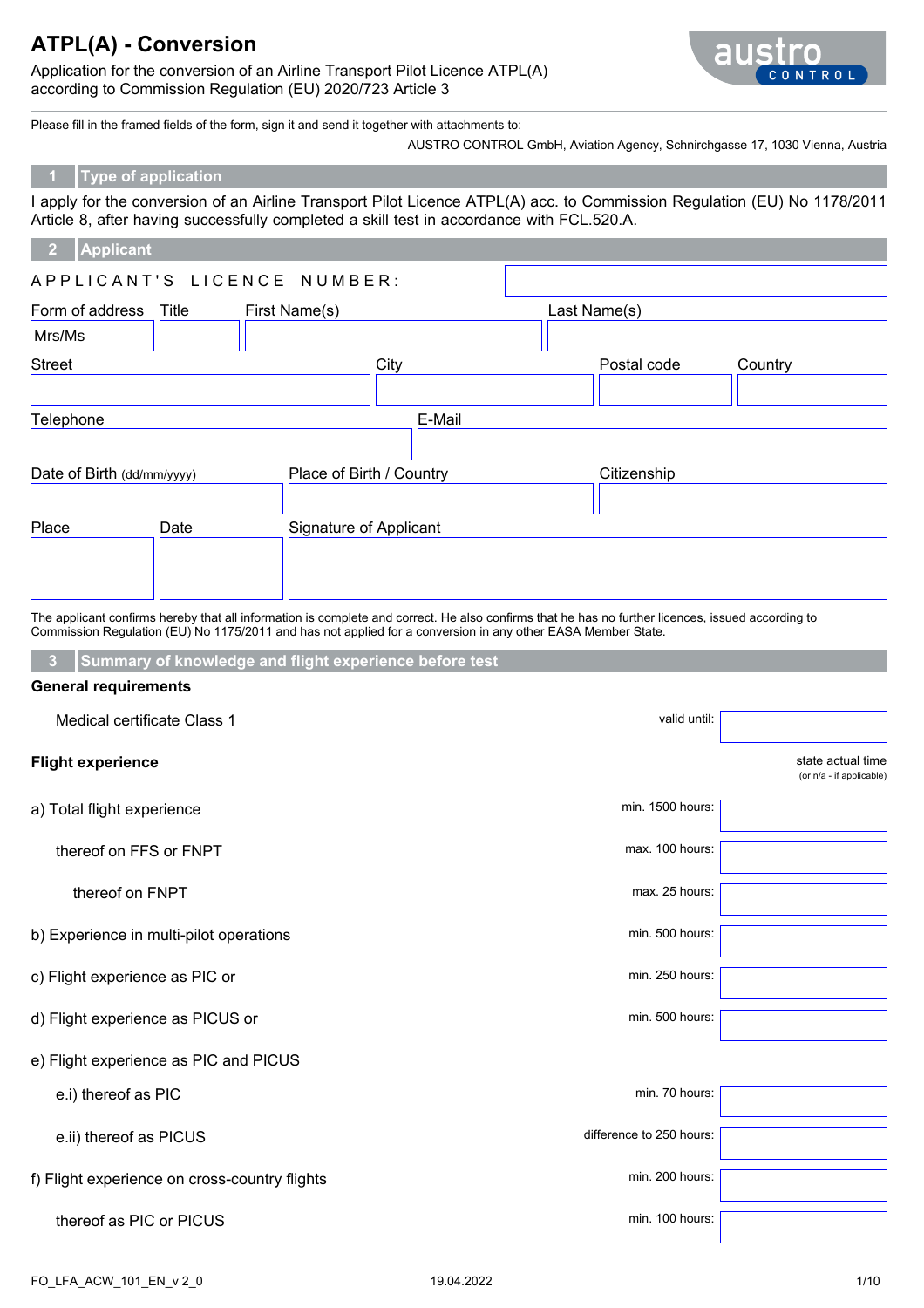# ATPL(A) - Conversion

Application for the conversion of an Airline Transport Pilot Licence ATPL(A) according to Commission Regulation (EU) 2020/723 Article 3

Please fill in the framed fields of the form, sign it and send it together with attachments to:

AUSTRO CONTROL GmbH, Aviation Agency, Schnirchgasse 17, 1030 Vienna, Austria

## 1 Type of application

I apply for the conversion of an Airline Transport Pilot Licence ATPL(A) acc. to Commission Regulation (EU) No 1178/2011 Article 8, after having successfully completed a skill test in accordance with FCL.520.A.

## 2 Applicant

APPLICANT'S LICENCE NUMBER:

| Form of address | Title | First Name(s) | Last Name(s) |
|---|---|---|---|
| Mrs/Ms | | | |

| Street | City | Postal code | Country |
|---|---|---|---|
| | | | |

| Telephone | E-Mail |
|---|---|
| | |

| Date of Birth (dd/mm/yyyy) | Place of Birth / Country | Citizenship |
|---|---|---|
| | | |

| Place | Date | Signature of Applicant |
|---|---|---|
| | | |

The applicant confirms hereby that all information is complete and correct. He also confirms that he has no further licences, issued according to Commission Regulation (EU) No 1175/2011 and has not applied for a conversion in any other EASA Member State.

## 3 Summary of knowledge and flight experience before test

**General requirements**

| | | |
|---|---|---|
| Medical certificate Class 1 | valid until: | |

**Flight experience**

| | | state actual time (or n/a - if applicable) |
|---|---|---|
| a) Total flight experience | min. 1500 hours: | |
| thereof on FFS or FNPT | max. 100 hours: | |
| thereof on FNPT | max. 25 hours: | |
| b) Experience in multi-pilot operations | min. 500 hours: | |
| c) Flight experience as PIC or | min. 250 hours: | |
| d) Flight experience as PICUS or | min. 500 hours: | |
| e) Flight experience as PIC and PICUS | | |
| e.i) thereof as PIC | min. 70 hours: | |
| e.ii) thereof as PICUS | difference to 250 hours: | |
| f) Flight experience on cross-country flights | min. 200 hours: | |
| thereof as PIC or PICUS | min. 100 hours: | |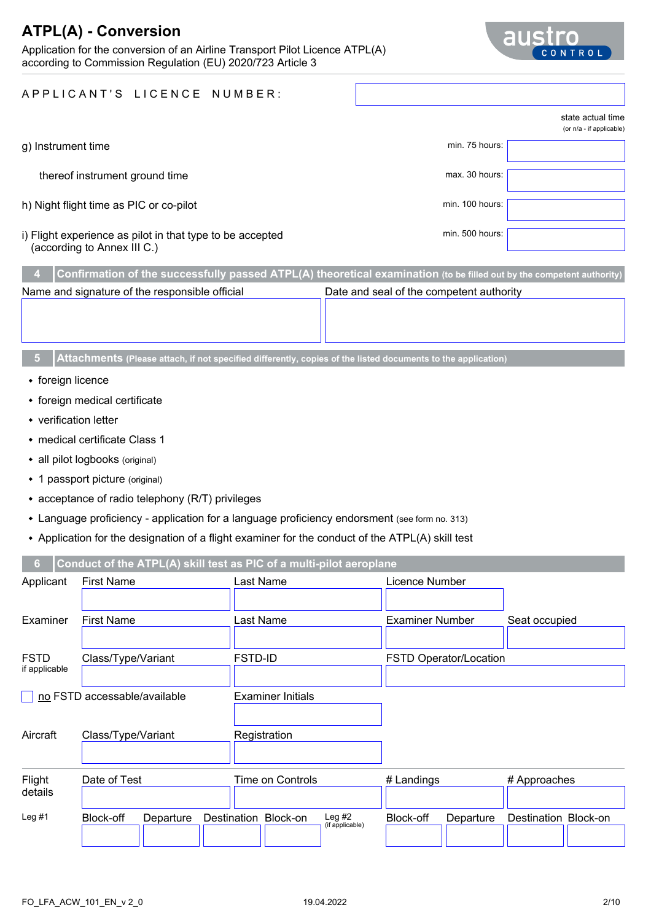# ATPL(A) - Conversion

Application for the conversion of an Airline Transport Pilot Licence ATPL(A) according to Commission Regulation (EU) 2020/723 Article 3

APPLICANT'S LICENCE NUMBER:

| | | state actual time (or n/a - if applicable) |
|---|---|---|
| g) Instrument time | min. 75 hours: | |
| thereof instrument ground time | max. 30 hours: | |
| h) Night flight time as PIC or co-pilot | min. 100 hours: | |
| i) Flight experience as pilot in that type to be accepted (according to Annex III C.) | min. 500 hours: | |

## 4 Confirmation of the successfully passed ATPL(A) theoretical examination (to be filled out by the competent authority)

| Name and signature of the responsible official | Date and seal of the competent authority |
|---|---|
| | |

## 5 Attachments (Please attach, if not specified differently, copies of the listed documents to the application)

- foreign licence
- foreign medical certificate
- verification letter
- medical certificate Class 1
- all pilot logbooks (original)
- 1 passport picture (original)
- acceptance of radio telephony (R/T) privileges
- Language proficiency - application for a language proficiency endorsment (see form no. 313)
- Application for the designation of a flight examiner for the conduct of the ATPL(A) skill test

## 6 Conduct of the ATPL(A) skill test as PIC of a multi-pilot aeroplane

| | | | | |
|---|---|---|---|---|
| Applicant | First Name | Last Name | Licence Number | |
| Examiner | First Name | Last Name | Examiner Number | Seat occupied |
| FSTD if applicable | Class/Type/Variant | FSTD-ID | FSTD Operator/Location | |

☐ no FSTD accessable/available

Examiner Initials

| | | |
|---|---|---|
| Aircraft | Class/Type/Variant | Registration |

| | | | | |
|---|---|---|---|---|
| Flight details | Date of Test | Time on Controls | # Landings | # Approaches |

| Leg #1 | Block-off | Departure | Destination | Block-on | Leg #2 (if applicable) | Block-off | Departure | Destination | Block-on |
|---|---|---|---|---|---|---|---|---|---|
| | | | | | | | | | |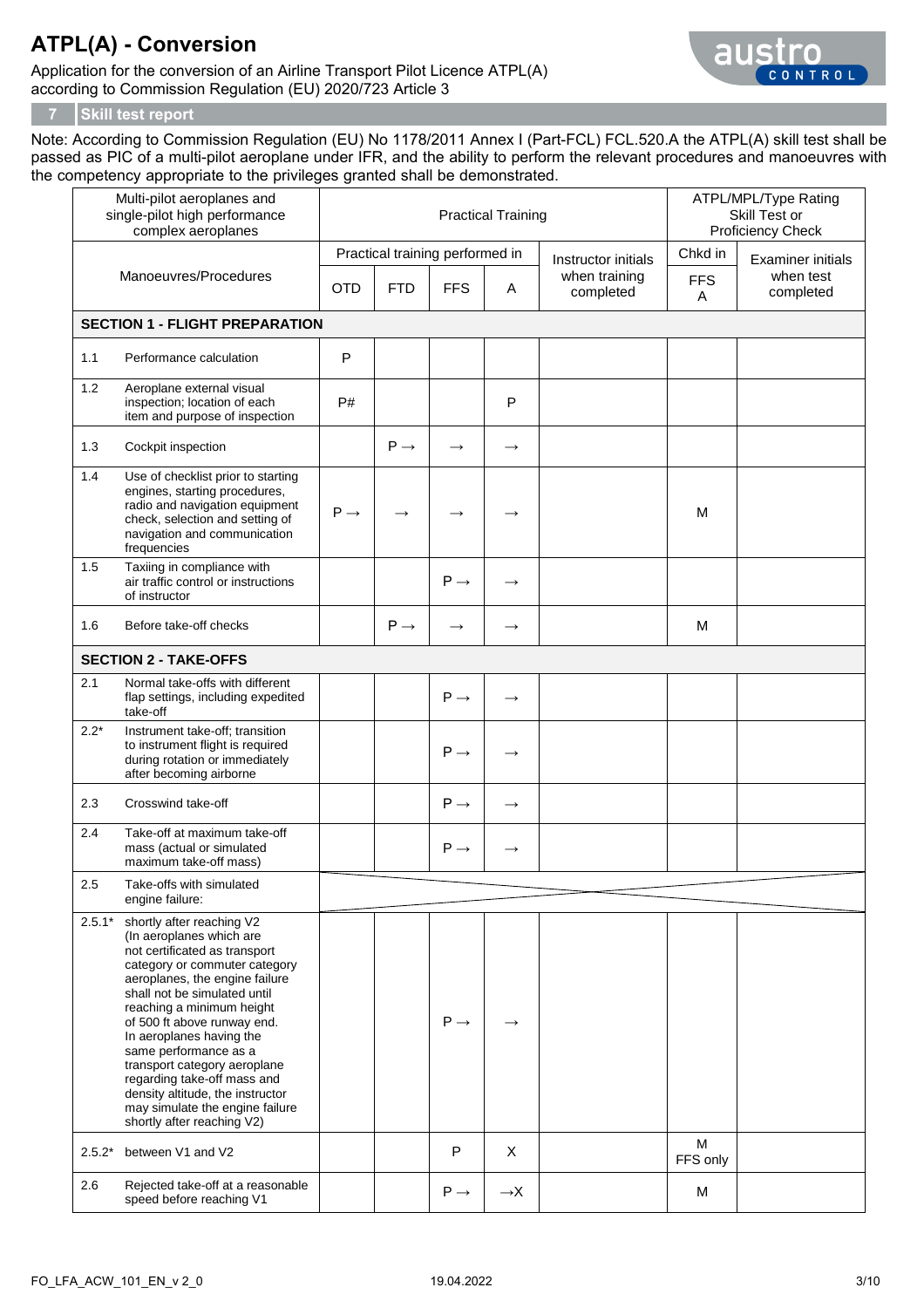# ATPL(A) - Conversion

Application for the conversion of an Airline Transport Pilot Licence ATPL(A) according to Commission Regulation (EU) 2020/723 Article 3

## 7 Skill test report

Note: According to Commission Regulation (EU) No 1178/2011 Annex I (Part-FCL) FCL.520.A the ATPL(A) skill test shall be passed as PIC of a multi-pilot aeroplane under IFR, and the ability to perform the relevant procedures and manoeuvres with the competency appropriate to the privileges granted shall be demonstrated.

| Multi-pilot aeroplanes and single-pilot high performance complex aeroplanes | | Practical Training | | | | | ATPL/MPL/Type Rating Skill Test or Proficiency Check | |
|---|---|---|---|---|---|---|---|---|
| Manoeuvres/Procedures | | Practical training performed in | | | | Instructor initials when training completed | Chkd in | Examiner initials when test completed |
| | | OTD | FTD | FFS | A | | FFS A | |
| **SECTION 1 - FLIGHT PREPARATION** | | | | | | | | |
| 1.1 | Performance calculation | P | | | | | | |
| 1.2 | Aeroplane external visual inspection; location of each item and purpose of inspection | P# | | | P | | | |
| 1.3 | Cockpit inspection | | P → | → | → | | | |
| 1.4 | Use of checklist prior to starting engines, starting procedures, radio and navigation equipment check, selection and setting of navigation and communication frequencies | P → | → | → | → | | M | |
| 1.5 | Taxiing in compliance with air traffic control or instructions of instructor | | | P → | → | | | |
| 1.6 | Before take-off checks | | P → | → | → | | M | |
| **SECTION 2 - TAKE-OFFS** | | | | | | | | |
| 2.1 | Normal take-offs with different flap settings, including expedited take-off | | | P → | → | | | |
| 2.2* | Instrument take-off; transition to instrument flight is required during rotation or immediately after becoming airborne | | | P → | → | | | |
| 2.3 | Crosswind take-off | | | P → | → | | | |
| 2.4 | Take-off at maximum take-off mass (actual or simulated maximum take-off mass) | | | P → | → | | | |
| 2.5 | Take-offs with simulated engine failure: | | | | | | | |
| 2.5.1* | shortly after reaching V2 (In aeroplanes which are not certificated as transport category or commuter category aeroplanes, the engine failure shall not be simulated until reaching a minimum height of 500 ft above runway end. In aeroplanes having the same performance as a transport category aeroplane regarding take-off mass and density altitude, the instructor may simulate the engine failure shortly after reaching V2) | | | P → | → | | | |
| 2.5.2* | between V1 and V2 | | | P | X | | M FFS only | |
| 2.6 | Rejected take-off at a reasonable speed before reaching V1 | | | P → | →X | | M | |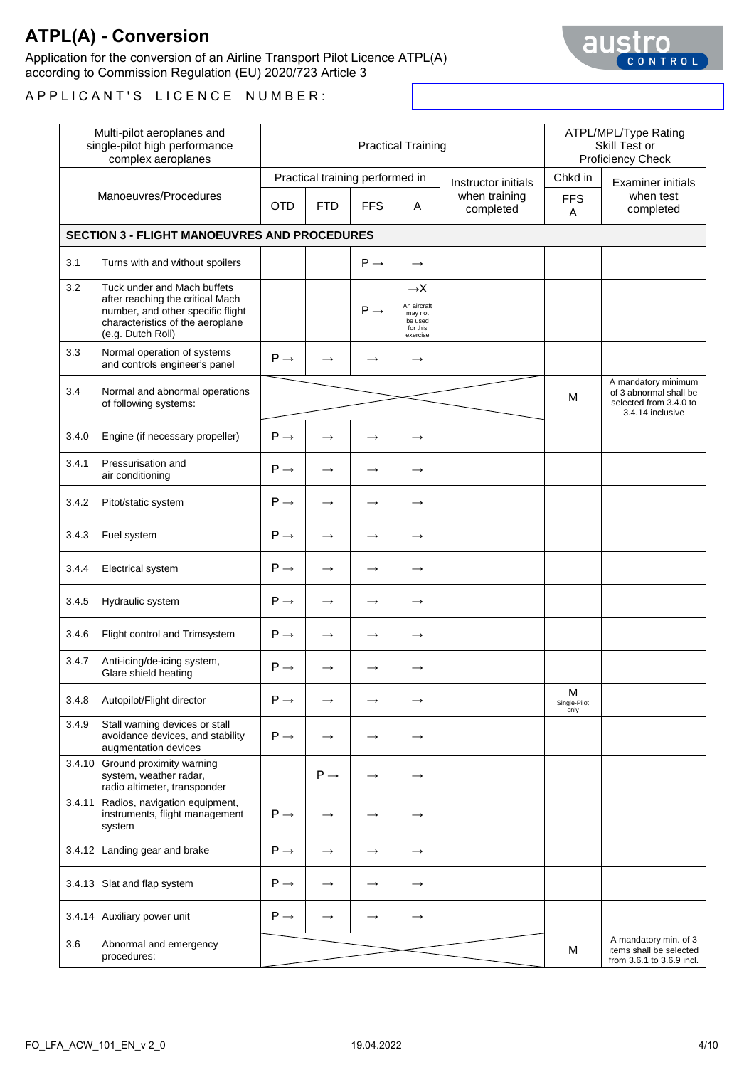# ATPL(A) - Conversion

Application for the conversion of an Airline Transport Pilot Licence ATPL(A) according to Commission Regulation (EU) 2020/723 Article 3

APPLICANT'S LICENCE NUMBER:

| Multi-pilot aeroplanes and single-pilot high performance complex aeroplanes | Practical Training | | | | | ATPL/MPL/Type Rating Skill Test or Proficiency Check | |
|---|---|---|---|---|---|---|---|
| Manoeuvres/Procedures | Practical training performed in | | | | Instructor initials when training completed | Chkd in FFS A | Examiner initials when test completed |
| | OTD | FTD | FFS | A | | | |
| **SECTION 3 - FLIGHT MANOEUVRES AND PROCEDURES** | | | | | | | |
| 3.1 Turns with and without spoilers | | | P → | → | | | |
| 3.2 Tuck under and Mach buffets after reaching the critical Mach number, and other specific flight characteristics of the aeroplane (e.g. Dutch Roll) | | | P → | →X An aircraft may not be used for this exercise | | | |
| 3.3 Normal operation of systems and controls engineer's panel | P → | → | → | → | | | |
| 3.4 Normal and abnormal operations of following systems: | | | | | | M | A mandatory minimum of 3 abnormal shall be selected from 3.4.0 to 3.4.14 inclusive |
| 3.4.0 Engine (if necessary propeller) | P → | → | → | → | | | |
| 3.4.1 Pressurisation and air conditioning | P → | → | → | → | | | |
| 3.4.2 Pitot/static system | P → | → | → | → | | | |
| 3.4.3 Fuel system | P → | → | → | → | | | |
| 3.4.4 Electrical system | P → | → | → | → | | | |
| 3.4.5 Hydraulic system | P → | → | → | → | | | |
| 3.4.6 Flight control and Trimsystem | P → | → | → | → | | | |
| 3.4.7 Anti-icing/de-icing system, Glare shield heating | P → | → | → | → | | | |
| 3.4.8 Autopilot/Flight director | P → | → | → | → | | M Single-Pilot only | |
| 3.4.9 Stall warning devices or stall avoidance devices, and stability augmentation devices | P → | → | → | → | | | |
| 3.4.10 Ground proximity warning system, weather radar, radio altimeter, transponder | | P → | → | → | | | |
| 3.4.11 Radios, navigation equipment, instruments, flight management system | P → | → | → | → | | | |
| 3.4.12 Landing gear and brake | P → | → | → | → | | | |
| 3.4.13 Slat and flap system | P → | → | → | → | | | |
| 3.4.14 Auxiliary power unit | P → | → | → | → | | | |
| 3.6 Abnormal and emergency procedures: | | | | | | M | A mandatory min. of 3 items shall be selected from 3.6.1 to 3.6.9 incl. |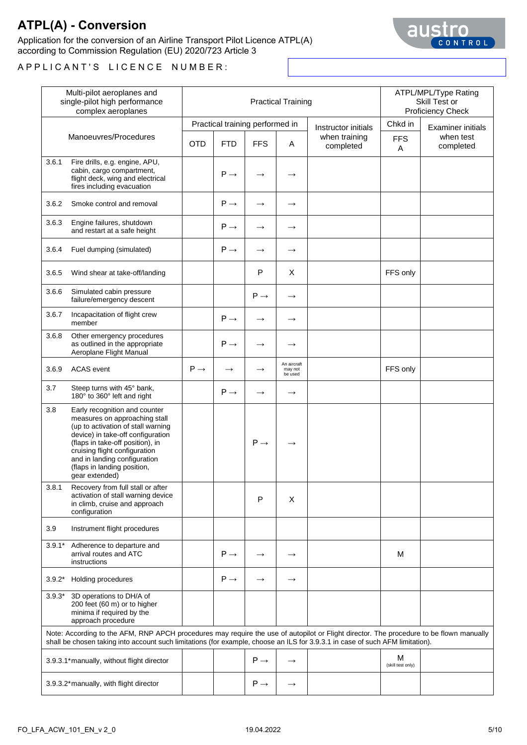# ATPL(A) - Conversion

Application for the conversion of an Airline Transport Pilot Licence ATPL(A) according to Commission Regulation (EU) 2020/723 Article 3

APPLICANT'S LICENCE NUMBER:

| Multi-pilot aeroplanes and single-pilot high performance complex aeroplanes | Practical Training | | | | | ATPL/MPL/Type Rating Skill Test or Proficiency Check | |
|---|---|---|---|---|---|---|---|
| Manoeuvres/Procedures | Practical training performed in | | | | Instructor initials when training completed | Chkd in | Examiner initials when test completed |
| | OTD | FTD | FFS | A | | FFS A | |
| 3.6.1 Fire drills, e.g. engine, APU, cabin, cargo compartment, flight deck, wing and electrical fires including evacuation | | P → | → | → | | | |
| 3.6.2 Smoke control and removal | | P → | → | → | | | |
| 3.6.3 Engine failures, shutdown and restart at a safe height | | P → | → | → | | | |
| 3.6.4 Fuel dumping (simulated) | | P → | → | → | | | |
| 3.6.5 Wind shear at take-off/landing | | | P | X | | FFS only | |
| 3.6.6 Simulated cabin pressure failure/emergency descent | | | P → | → | | | |
| 3.6.7 Incapacitation of flight crew member | | P → | → | → | | | |
| 3.6.8 Other emergency procedures as outlined in the appropriate Aeroplane Flight Manual | | P → | → | → | | | |
| 3.6.9 ACAS event | P → | → | → | An aircraft may not be used | | FFS only | |
| 3.7 Steep turns with 45° bank, 180° to 360° left and right | | P → | → | → | | | |
| 3.8 Early recognition and counter measures on approaching stall (up to activation of stall warning device) in take-off configuration (flaps in take-off position), in cruising flight configuration and in landing configuration (flaps in landing position, gear extended) | | | P → | → | | | |
| 3.8.1 Recovery from full stall or after activation of stall warning device in climb, cruise and approach configuration | | | P | X | | | |
| 3.9 Instrument flight procedures | | | | | | | |
| 3.9.1* Adherence to departure and arrival routes and ATC instructions | | P → | → | → | | M | |
| 3.9.2* Holding procedures | | P → | → | → | | | |
| 3.9.3* 3D operations to DH/A of 200 feet (60 m) or to higher minima if required by the approach procedure | | | | | | | |
| Note: According to the AFM, RNP APCH procedures may require the use of autopilot or Flight director. The procedure to be flown manually shall be chosen taking into account such limitations (for example, choose an ILS for 3.9.3.1 in case of such AFM limitation). | | | | | | | |
| 3.9.3.1* manually, without flight director | | | P → | → | | M (skill test only) | |
| 3.9.3.2* manually, with flight director | | | P → | → | | | |

FO_LFA_ACW_101_EN_v 2_0 19.04.2022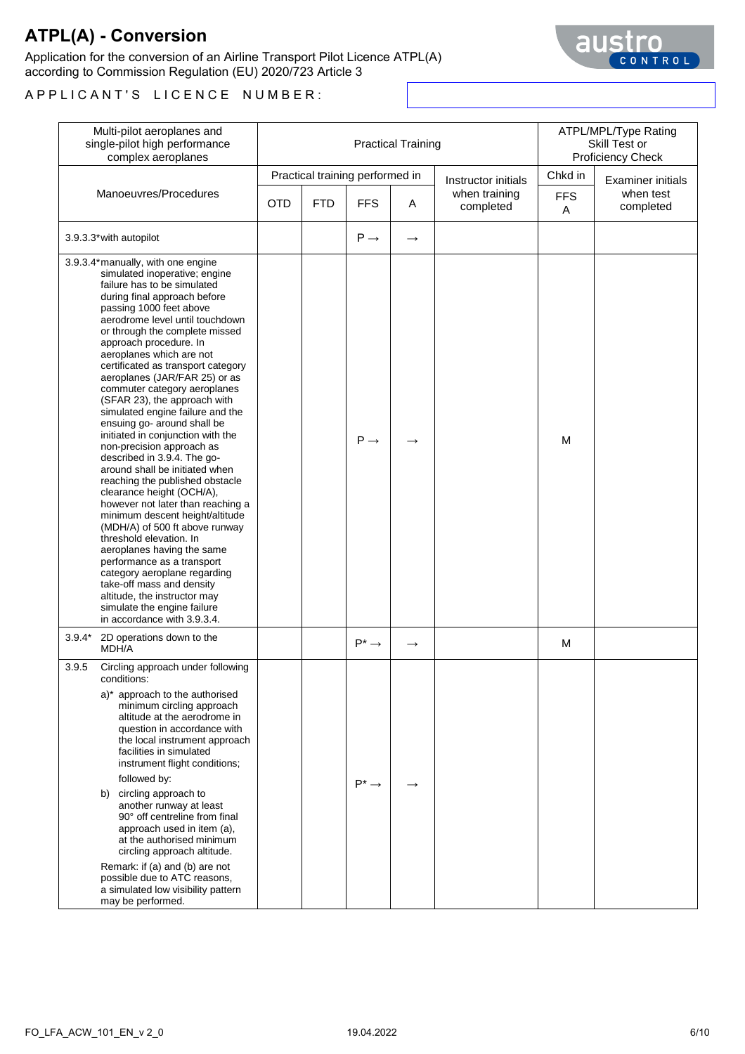# ATPL(A) - Conversion

Application for the conversion of an Airline Transport Pilot Licence ATPL(A) according to Commission Regulation (EU) 2020/723 Article 3

APPLICANT'S LICENCE NUMBER:

| Multi-pilot aeroplanes and single-pilot high performance complex aeroplanes | Practical Training | | | | | ATPL/MPL/Type Rating Skill Test or Proficiency Check | |
|---|---|---|---|---|---|---|---|
| Manoeuvres/Procedures | Practical training performed in | | | | Instructor initials when training completed | Chkd in | Examiner initials when test completed |
| | OTD | FTD | FFS | A | | FFS A | |
| 3.9.3.3* with autopilot | | | P → | → | | | |
| 3.9.3.4* manually, with one engine simulated inoperative; engine failure has to be simulated during final approach before passing 1000 feet above aerodrome level until touchdown or through the complete missed approach procedure. In aeroplanes which are not certificated as transport category aeroplanes (JAR/FAR 25) or as commuter category aeroplanes (SFAR 23), the approach with simulated engine failure and the ensuing go- around shall be initiated in conjunction with the non-precision approach as described in 3.9.4. The go-around shall be initiated when reaching the published obstacle clearance height (OCH/A), however not later than reaching a minimum descent height/altitude (MDH/A) of 500 ft above runway threshold elevation. In aeroplanes having the same performance as a transport category aeroplane regarding take-off mass and density altitude, the instructor may simulate the engine failure in accordance with 3.9.3.4. | | | P → | → | | M | |
| 3.9.4* 2D operations down to the MDH/A | | | P* → | → | | M | |
| 3.9.5 Circling approach under following conditions:<br>a)* approach to the authorised minimum circling approach altitude at the aerodrome in question in accordance with the local instrument approach facilities in simulated instrument flight conditions;<br>followed by:<br>b) circling approach to another runway at least 90° off centreline from final approach used in item (a), at the authorised minimum circling approach altitude.<br>Remark: if (a) and (b) are not possible due to ATC reasons, a simulated low visibility pattern may be performed. | | | P* → | → | | | |

FO_LFA_ACW_101_EN_v 2_0 19.04.2022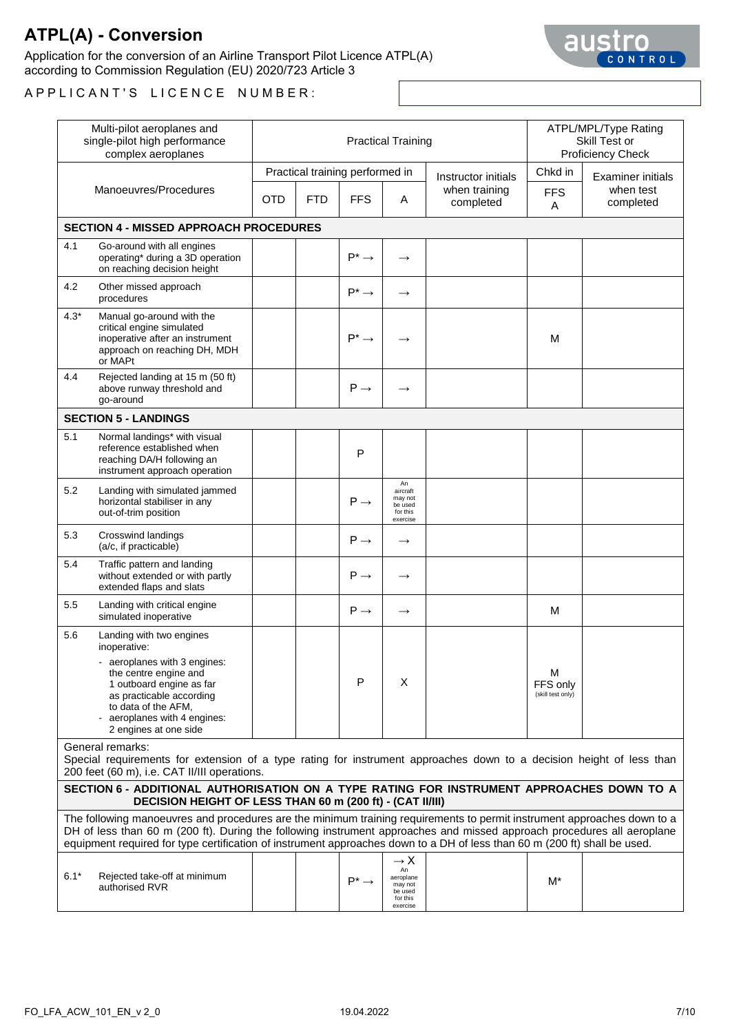# ATPL(A) - Conversion

Application for the conversion of an Airline Transport Pilot Licence ATPL(A) according to Commission Regulation (EU) 2020/723 Article 3

APPLICANT'S LICENCE NUMBER:

| Multi-pilot aeroplanes and single-pilot high performance complex aeroplanes | | Practical Training | | | | | ATPL/MPL/Type Rating Skill Test or Proficiency Check | |
|---|---|---|---|---|---|---|---|---|
| Manoeuvres/Procedures | | Practical training performed in | | | | Instructor initials when training completed | Chkd in | Examiner initials when test completed |
| | | OTD | FTD | FFS | A | | FFS A | |
| **SECTION 4 - MISSED APPROACH PROCEDURES** | | | | | | | | |
| 4.1 | Go-around with all engines operating* during a 3D operation on reaching decision height | | | P* → | → | | | |
| 4.2 | Other missed approach procedures | | | P* → | → | | | |
| 4.3* | Manual go-around with the critical engine simulated inoperative after an instrument approach on reaching DH, MDH or MAPt | | | P* → | → | | M | |
| 4.4 | Rejected landing at 15 m (50 ft) above runway threshold and go-around | | | P → | → | | | |
| **SECTION 5 - LANDINGS** | | | | | | | | |
| 5.1 | Normal landings* with visual reference established when reaching DA/H following an instrument approach operation | | | P | | | | |
| 5.2 | Landing with simulated jammed horizontal stabiliser in any out-of-trim position | | | P → | An aircraft may not be used for this exercise | | | |
| 5.3 | Crosswind landings (a/c, if practicable) | | | P → | → | | | |
| 5.4 | Traffic pattern and landing without extended or with partly extended flaps and slats | | | P → | → | | | |
| 5.5 | Landing with critical engine simulated inoperative | | | P → | → | | M | |
| 5.6 | Landing with two engines inoperative:<br>- aeroplanes with 3 engines: the centre engine and 1 outboard engine as far as practicable according to data of the AFM,<br>- aeroplanes with 4 engines: 2 engines at one side | | | P | X | | M FFS only (skill test only) | |
| General remarks:<br>Special requirements for extension of a type rating for instrument approaches down to a decision height of less than 200 feet (60 m), i.e. CAT II/III operations. | | | | | | | | |
| **SECTION 6 - ADDITIONAL AUTHORISATION ON A TYPE RATING FOR INSTRUMENT APPROACHES DOWN TO A DECISION HEIGHT OF LESS THAN 60 m (200 ft) - (CAT II/III)** | | | | | | | | |
| The following manoeuvres and procedures are the minimum training requirements to permit instrument approaches down to a DH of less than 60 m (200 ft). During the following instrument approaches and missed approach procedures all aeroplane equipment required for type certification of instrument approaches down to a DH of less than 60 m (200 ft) shall be used. | | | | | | | | |
| 6.1* | Rejected take-off at minimum authorised RVR | | | P* → | → X An aeroplane may not be used for this exercise | | M* | |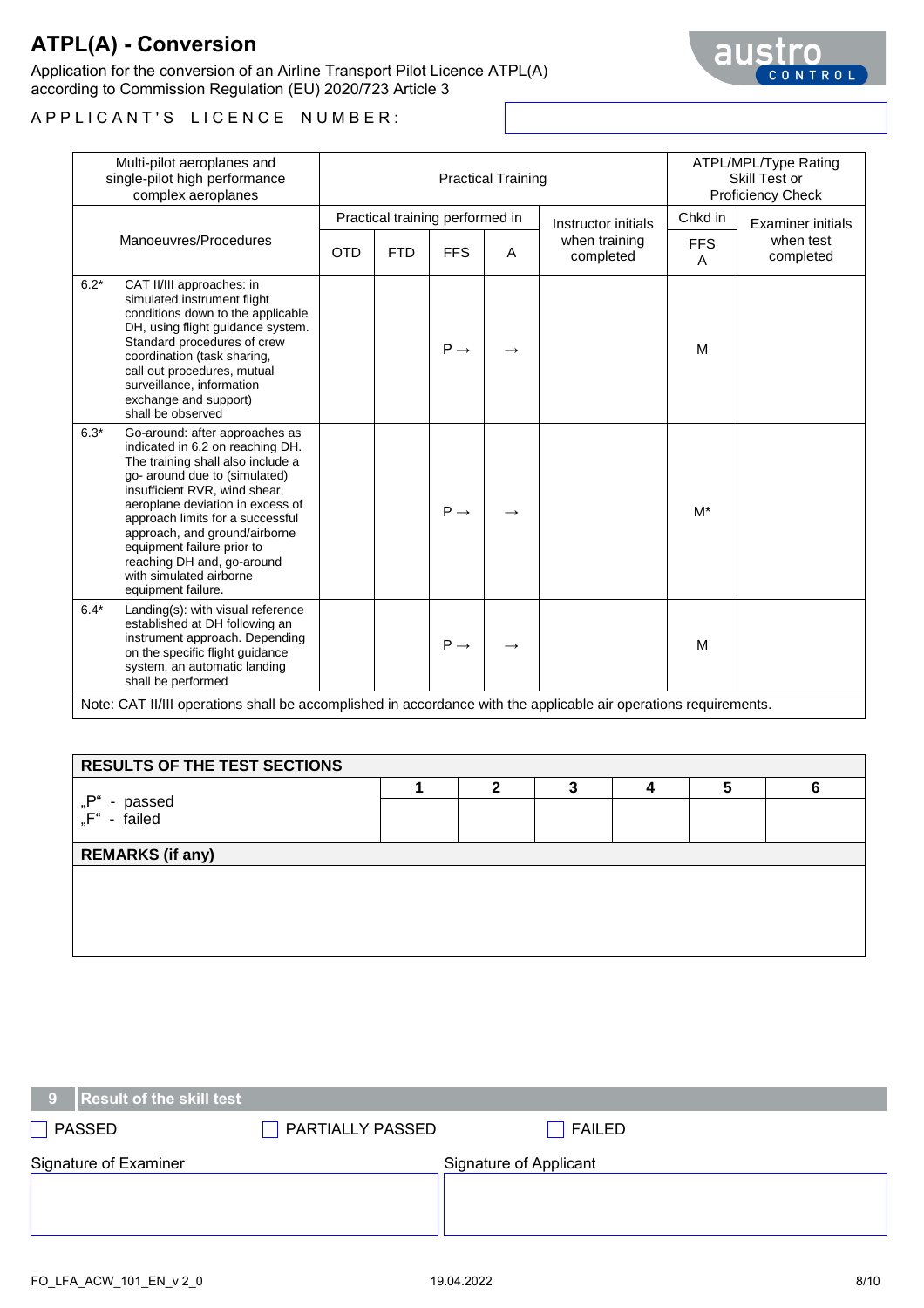# ATPL(A) - Conversion

Application for the conversion of an Airline Transport Pilot Licence ATPL(A) according to Commission Regulation (EU) 2020/723 Article 3

APPLICANT'S LICENCE NUMBER:

| Multi-pilot aeroplanes and single-pilot high performance complex aeroplanes | | Practical Training | | | | | ATPL/MPL/Type Rating Skill Test or Proficiency Check | |
|---|---|---|---|---|---|---|---|---|
| Manoeuvres/Procedures | | Practical training performed in | | | | Instructor initials when training completed | Chkd in | Examiner initials when test completed |
| | | OTD | FTD | FFS | A | | FFS A | |
| 6.2* | CAT II/III approaches: in simulated instrument flight conditions down to the applicable DH, using flight guidance system. Standard procedures of crew coordination (task sharing, call out procedures, mutual surveillance, information exchange and support) shall be observed | | | P → | → | | M | |
| 6.3* | Go-around: after approaches as indicated in 6.2 on reaching DH. The training shall also include a go- around due to (simulated) insufficient RVR, wind shear, aeroplane deviation in excess of approach limits for a successful approach, and ground/airborne equipment failure prior to reaching DH and, go-around with simulated airborne equipment failure. | | | P → | → | | M* | |
| 6.4* | Landing(s): with visual reference established at DH following an instrument approach. Depending on the specific flight guidance system, an automatic landing shall be performed | | | P → | → | | M | |
| Note: CAT II/III operations shall be accomplished in accordance with the applicable air operations requirements. | | | | | | | | |

| RESULTS OF THE TEST SECTIONS | | | | | | |
|---|---|---|---|---|---|---|
| „P" - passed<br>„F" - failed | 1 | 2 | 3 | 4 | 5 | 6 |
| | | | | | | |

**REMARKS (if any)**

## 9 Result of the skill test

☐ PASSED ☐ PARTIALLY PASSED ☐ FAILED

| Signature of Examiner | Signature of Applicant |
|---|---|
| | |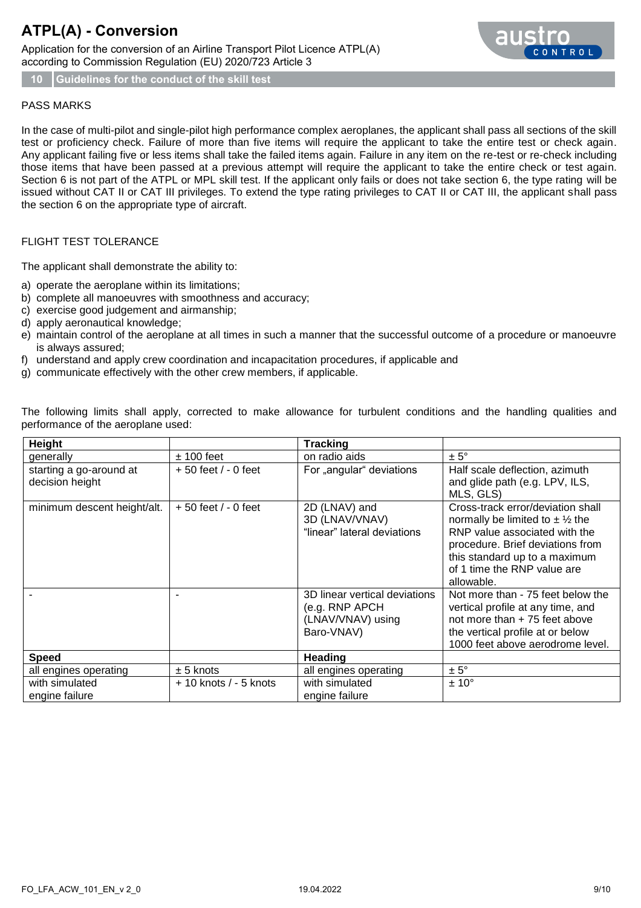## 10 Guidelines for the conduct of the skill test

PASS MARKS

In the case of multi-pilot and single-pilot high performance complex aeroplanes, the applicant shall pass all sections of the skill test or proficiency check. Failure of more than five items will require the applicant to take the entire test or check again. Any applicant failing five or less items shall take the failed items again. Failure in any item on the re-test or re-check including those items that have been passed at a previous attempt will require the applicant to take the entire check or test again. Section 6 is not part of the ATPL or MPL skill test. If the applicant only fails or does not take section 6, the type rating will be issued without CAT II or CAT III privileges. To extend the type rating privileges to CAT II or CAT III, the applicant shall pass the section 6 on the appropriate type of aircraft.

FLIGHT TEST TOLERANCE

The applicant shall demonstrate the ability to:

a) operate the aeroplane within its limitations;
b) complete all manoeuvres with smoothness and accuracy;
c) exercise good judgement and airmanship;
d) apply aeronautical knowledge;
e) maintain control of the aeroplane at all times in such a manner that the successful outcome of a procedure or manoeuvre is always assured;
f) understand and apply crew coordination and incapacitation procedures, if applicable and
g) communicate effectively with the other crew members, if applicable.

The following limits shall apply, corrected to make allowance for turbulent conditions and the handling qualities and performance of the aeroplane used:

| **Height** | | **Tracking** | |
|---|---|---|---|
| generally | ± 100 feet | on radio aids | ± 5° |
| starting a go-around at decision height | + 50 feet / - 0 feet | For „angular“ deviations | Half scale deflection, azimuth and glide path (e.g. LPV, ILS, MLS, GLS) |
| minimum descent height/alt. | + 50 feet / - 0 feet | 2D (LNAV) and 3D (LNAV/VNAV) “linear” lateral deviations | Cross-track error/deviation shall normally be limited to ± ½ the RNP value associated with the procedure. Brief deviations from this standard up to a maximum of 1 time the RNP value are allowable. |
| - | - | 3D linear vertical deviations (e.g. RNP APCH (LNAV/VNAV) using Baro-VNAV) | Not more than - 75 feet below the vertical profile at any time, and not more than + 75 feet above the vertical profile at or below 1000 feet above aerodrome level. |
| **Speed** | | **Heading** | |
| all engines operating | ± 5 knots | all engines operating | ± 5° |
| with simulated engine failure | + 10 knots / - 5 knots | with simulated engine failure | ± 10° |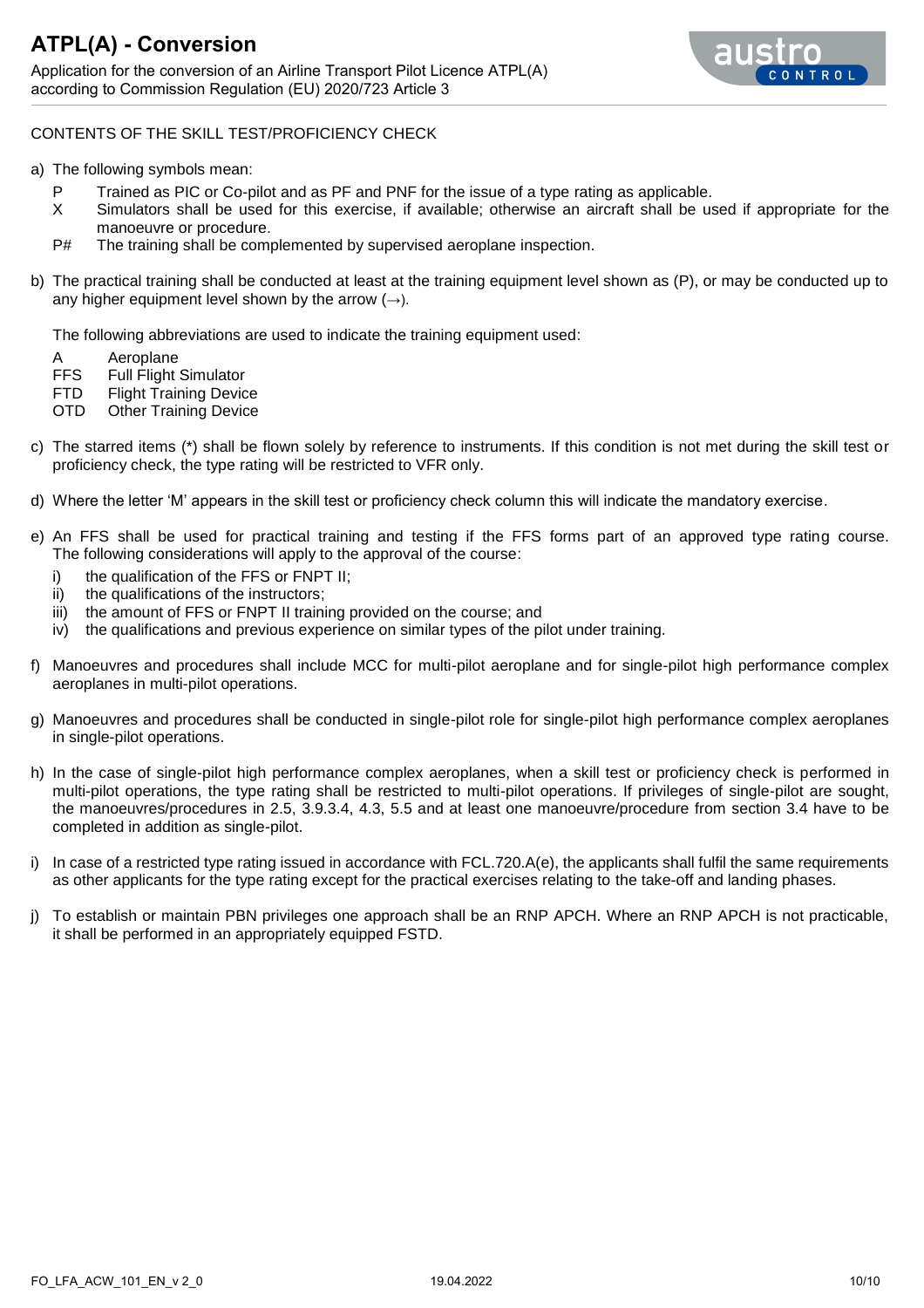CONTENTS OF THE SKILL TEST/PROFICIENCY CHECK

a) The following symbols mean:

   P Trained as PIC or Co-pilot and as PF and PNF for the issue of a type rating as applicable.
   X Simulators shall be used for this exercise, if available; otherwise an aircraft shall be used if appropriate for the manoeuvre or procedure.
   P# The training shall be complemented by supervised aeroplane inspection.

b) The practical training shall be conducted at least at the training equipment level shown as (P), or may be conducted up to any higher equipment level shown by the arrow (→).

   The following abbreviations are used to indicate the training equipment used:

   A Aeroplane
   FFS Full Flight Simulator
   FTD Flight Training Device
   OTD Other Training Device

c) The starred items (*) shall be flown solely by reference to instruments. If this condition is not met during the skill test or proficiency check, the type rating will be restricted to VFR only.

d) Where the letter 'M' appears in the skill test or proficiency check column this will indicate the mandatory exercise.

e) An FFS shall be used for practical training and testing if the FFS forms part of an approved type rating course. The following considerations will apply to the approval of the course:

   i) the qualification of the FFS or FNPT II;
   ii) the qualifications of the instructors;
   iii) the amount of FFS or FNPT II training provided on the course; and
   iv) the qualifications and previous experience on similar types of the pilot under training.

f) Manoeuvres and procedures shall include MCC for multi-pilot aeroplane and for single-pilot high performance complex aeroplanes in multi-pilot operations.

g) Manoeuvres and procedures shall be conducted in single-pilot role for single-pilot high performance complex aeroplanes in single-pilot operations.

h) In the case of single-pilot high performance complex aeroplanes, when a skill test or proficiency check is performed in multi-pilot operations, the type rating shall be restricted to multi-pilot operations. If privileges of single-pilot are sought, the manoeuvres/procedures in 2.5, 3.9.3.4, 4.3, 5.5 and at least one manoeuvre/procedure from section 3.4 have to be completed in addition as single-pilot.

i) In case of a restricted type rating issued in accordance with FCL.720.A(e), the applicants shall fulfil the same requirements as other applicants for the type rating except for the practical exercises relating to the take-off and landing phases.

j) To establish or maintain PBN privileges one approach shall be an RNP APCH. Where an RNP APCH is not practicable, it shall be performed in an appropriately equipped FSTD.